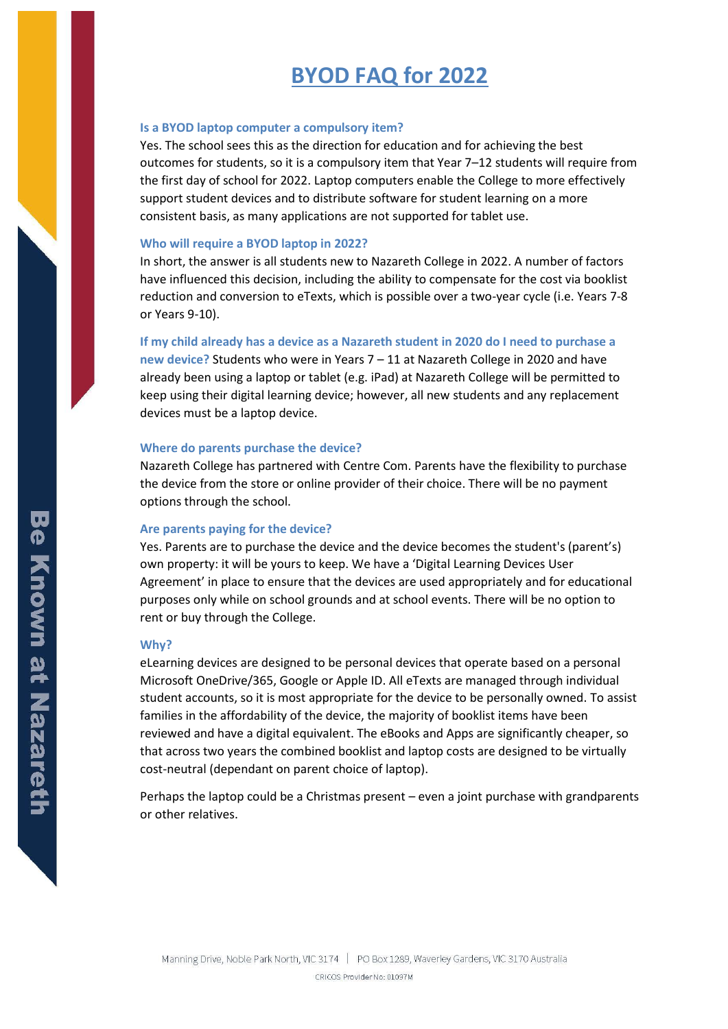# BYOD FAQ for 2022

### Is a BYOD laptop computer a compulsory item?

Yes. The school sees this as the direction for education and for achieving the best outcomes for students, so it is a compulsory item that Year 7–12 students will require from the first day of school for 2022. Laptop computers enable the College to more effectively support student devices and to distribute software for student learning on a more consistent basis, as many applications are not supported for tablet use.

### Who will require a BYOD laptop in 2022?

In short, the answer is all students new to Nazareth College in 2022. A number of factors have influenced this decision, including the ability to compensate for the cost via booklist reduction and conversion to eTexts, which is possible over a two-year cycle (i.e. Years 7-8 or Years 9-10).

**If my child already has a device as a Nazareth student in 2020 do I need to purchase a new device?** Students who were in Years 7 – 11 at Nazareth College in 2020 and have already been using a laptop or tablet (e.g. iPad) at Nazareth College will be permitted to keep using their digital learning device; however, all new students and any replacement devices must be a laptop device.

### Where do parents purchase the device?

Nazareth College has partnered with Centre Com. Parents have the flexibility to purchase the device from the store or online provider of their choice. There will be no payment options through the school.

### Are parents paying for the device?

Yes. Parents are to purchase the device and the device becomes the student's (parent's) own property: it will be yours to keep. We have a 'Digital Learning Devices User Agreement' in place to ensure that the devices are used appropriately and for educational purposes only while on school grounds and at school events. There will be no option to rent or buy through the College.

### Why?

eLearning devices are designed to be personal devices that operate based on a personal Microsoft OneDrive/365, Google or Apple ID. All eTexts are managed through individual student accounts, so it is most appropriate for the device to be personally owned. To assist families in the affordability of the device, the majority of booklist items have been reviewed and have a digital equivalent. The eBooks and Apps are significantly cheaper, so that across two years the combined booklist and laptop costs are designed to be virtually cost-neutral (dependant on parent choice of laptop).

Perhaps the laptop could be a Christmas present – even a joint purchase with grandparents or other relatives.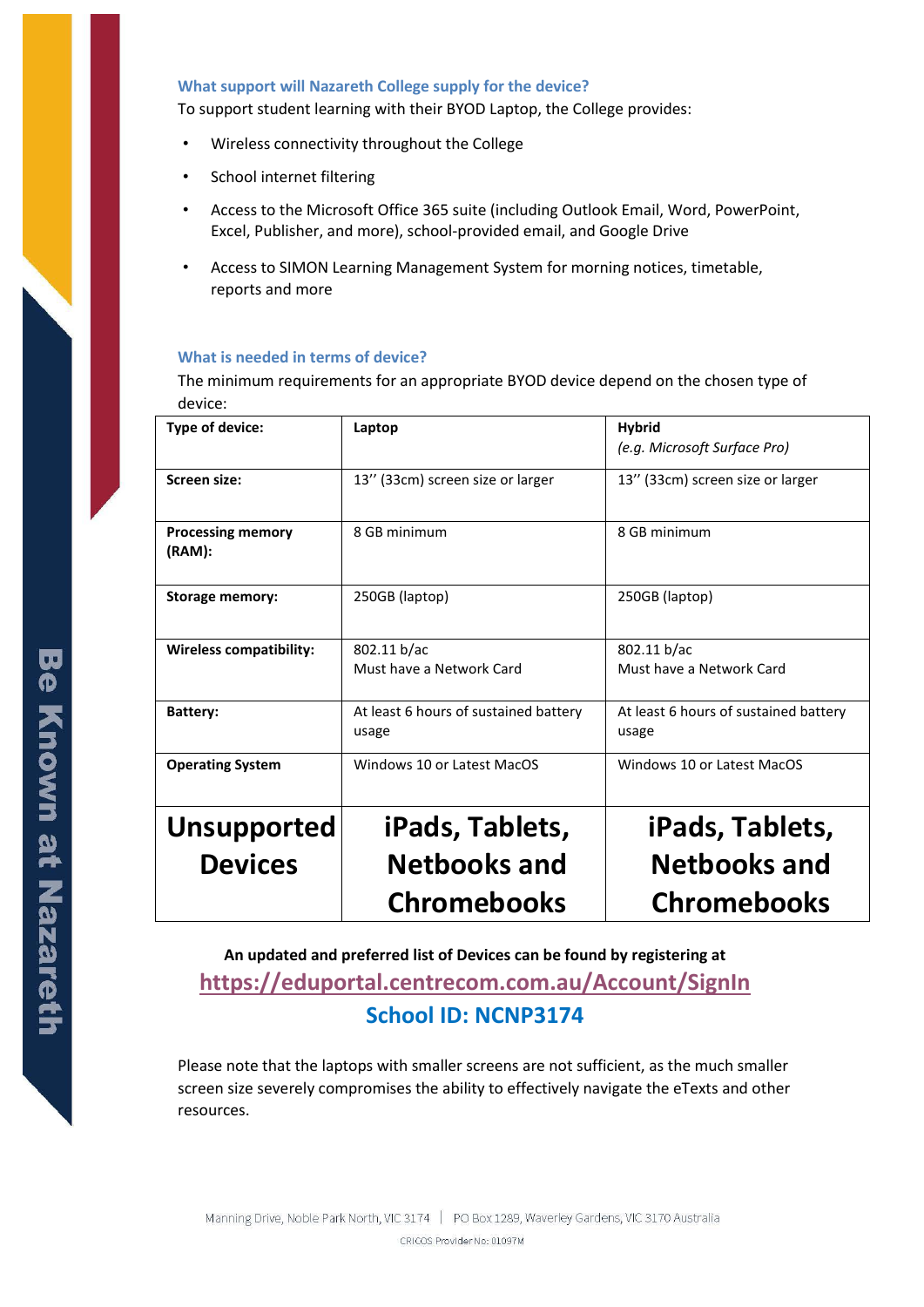### What support will Nazareth College supply for the device?

To support student learning with their BYOD Laptop, the College provides:

- Wireless connectivity throughout the College
- School internet filtering
- Access to the Microsoft Office 365 suite (including Outlook Email, Word, PowerPoint, Excel, Publisher, and more), school-provided email, and Google Drive
- Access to SIMON Learning Management System for morning notices, timetable, reports and more

### What is needed in terms of device?

The minimum requirements for an appropriate BYOD device depend on the chosen type of device:

| Type of device: | Laptop | Hybrid *(e.g. Microsoft Surface Pro)* |
|---|---|---|
| **Screen size:** | 13'' (33cm) screen size or larger | 13'' (33cm) screen size or larger |
| **Processing memory (RAM):** | 8 GB minimum | 8 GB minimum |
| **Storage memory:** | 250GB (laptop) | 250GB (laptop) |
| **Wireless compatibility:** | 802.11 b/ac<br>Must have a Network Card | 802.11 b/ac<br>Must have a Network Card |
| **Battery:** | At least 6 hours of sustained battery usage | At least 6 hours of sustained battery usage |
| **Operating System** | Windows 10 or Latest MacOS | Windows 10 or Latest MacOS |
| **Unsupported Devices** | **iPads, Tablets, Netbooks and Chromebooks** | **iPads, Tablets, Netbooks and Chromebooks** |

**An updated and preferred list of Devices can be found by registering at**

**https://eduportal.centrecom.com.au/Account/SignIn**

**School ID: NCNP3174**

Please note that the laptops with smaller screens are not sufficient, as the much smaller screen size severely compromises the ability to effectively navigate the eTexts and other resources.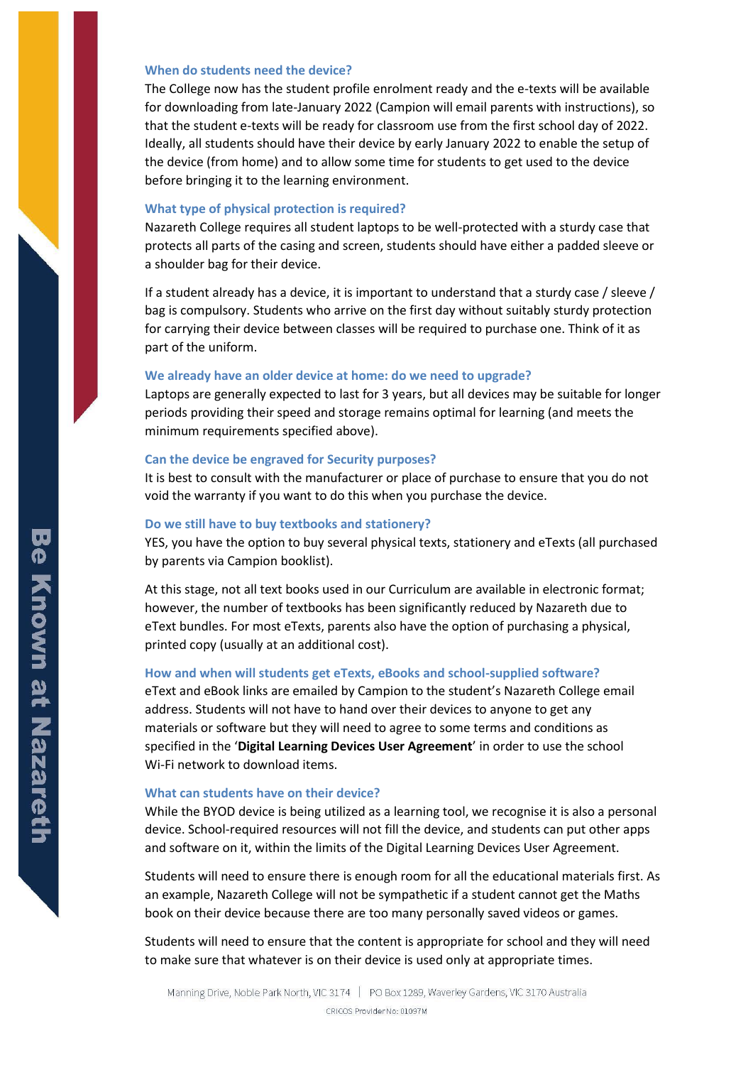### When do students need the device?

The College now has the student profile enrolment ready and the e-texts will be available for downloading from late-January 2022 (Campion will email parents with instructions), so that the student e-texts will be ready for classroom use from the first school day of 2022. Ideally, all students should have their device by early January 2022 to enable the setup of the device (from home) and to allow some time for students to get used to the device before bringing it to the learning environment.

### What type of physical protection is required?

Nazareth College requires all student laptops to be well-protected with a sturdy case that protects all parts of the casing and screen, students should have either a padded sleeve or a shoulder bag for their device.

If a student already has a device, it is important to understand that a sturdy case / sleeve / bag is compulsory. Students who arrive on the first day without suitably sturdy protection for carrying their device between classes will be required to purchase one. Think of it as part of the uniform.

### We already have an older device at home: do we need to upgrade?

Laptops are generally expected to last for 3 years, but all devices may be suitable for longer periods providing their speed and storage remains optimal for learning (and meets the minimum requirements specified above).

### Can the device be engraved for Security purposes?

It is best to consult with the manufacturer or place of purchase to ensure that you do not void the warranty if you want to do this when you purchase the device.

### Do we still have to buy textbooks and stationery?

YES, you have the option to buy several physical texts, stationery and eTexts (all purchased by parents via Campion booklist).

At this stage, not all text books used in our Curriculum are available in electronic format; however, the number of textbooks has been significantly reduced by Nazareth due to eText bundles. For most eTexts, parents also have the option of purchasing a physical, printed copy (usually at an additional cost).

### How and when will students get eTexts, eBooks and school-supplied software?

eText and eBook links are emailed by Campion to the student's Nazareth College email address. Students will not have to hand over their devices to anyone to get any materials or software but they will need to agree to some terms and conditions as specified in the '**Digital Learning Devices User Agreement**' in order to use the school Wi-Fi network to download items.

### What can students have on their device?

While the BYOD device is being utilized as a learning tool, we recognise it is also a personal device. School-required resources will not fill the device, and students can put other apps and software on it, within the limits of the Digital Learning Devices User Agreement.

Students will need to ensure there is enough room for all the educational materials first. As an example, Nazareth College will not be sympathetic if a student cannot get the Maths book on their device because there are too many personally saved videos or games.

Students will need to ensure that the content is appropriate for school and they will need to make sure that whatever is on their device is used only at appropriate times.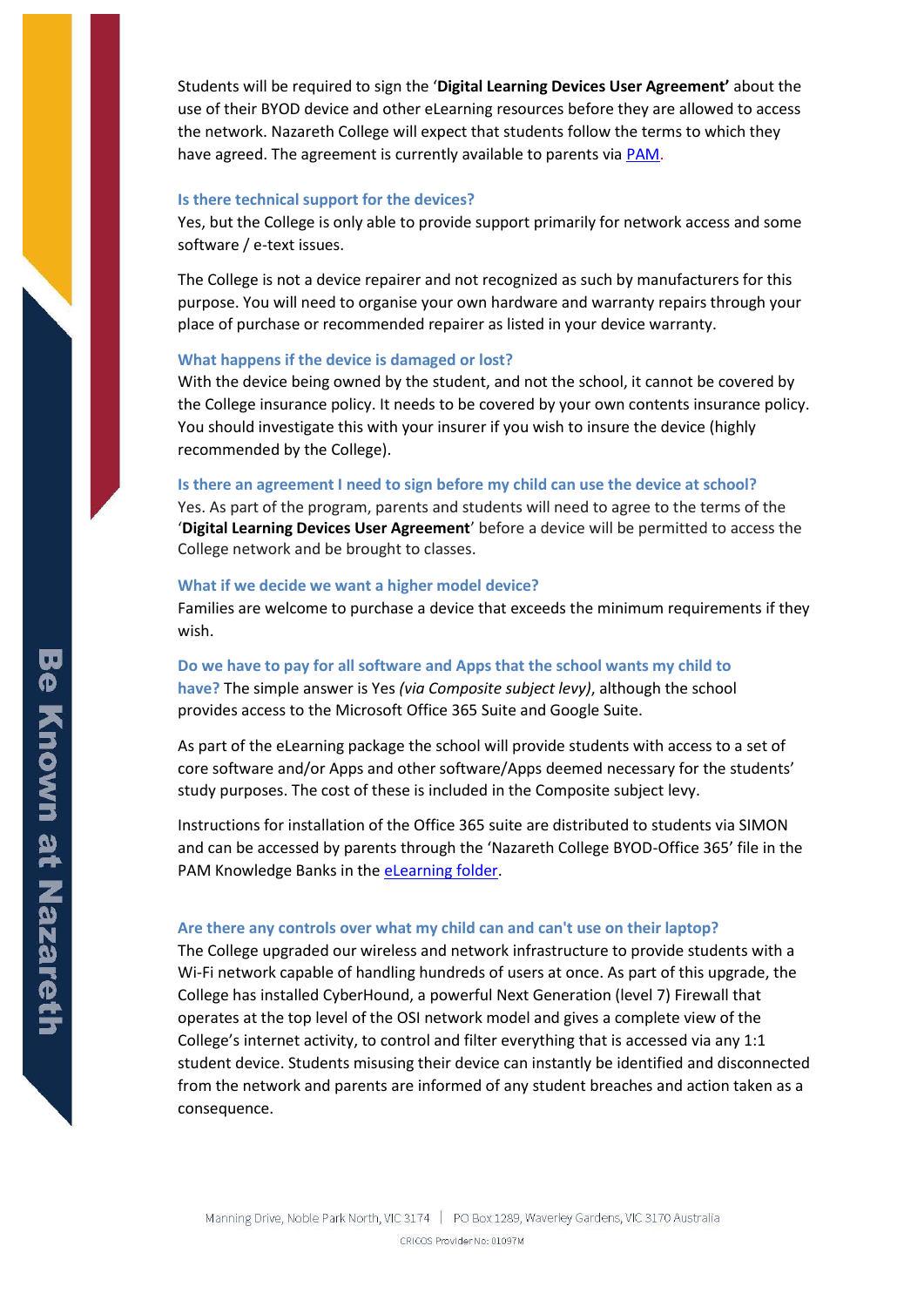Students will be required to sign the '**Digital Learning Devices User Agreement'** about the use of their BYOD device and other eLearning resources before they are allowed to access the network. Nazareth College will expect that students follow the terms to which they have agreed. The agreement is currently available to parents via PAM.

### Is there technical support for the devices?

Yes, but the College is only able to provide support primarily for network access and some software / e-text issues.

The College is not a device repairer and not recognized as such by manufacturers for this purpose. You will need to organise your own hardware and warranty repairs through your place of purchase or recommended repairer as listed in your device warranty.

### What happens if the device is damaged or lost?

With the device being owned by the student, and not the school, it cannot be covered by the College insurance policy. It needs to be covered by your own contents insurance policy. You should investigate this with your insurer if you wish to insure the device (highly recommended by the College).

### Is there an agreement I need to sign before my child can use the device at school?

Yes. As part of the program, parents and students will need to agree to the terms of the '**Digital Learning Devices User Agreement**' before a device will be permitted to access the College network and be brought to classes.

### What if we decide we want a higher model device?

Families are welcome to purchase a device that exceeds the minimum requirements if they wish.

### Do we have to pay for all software and Apps that the school wants my child to have?

The simple answer is Yes *(via Composite subject levy)*, although the school provides access to the Microsoft Office 365 Suite and Google Suite.

As part of the eLearning package the school will provide students with access to a set of core software and/or Apps and other software/Apps deemed necessary for the students' study purposes. The cost of these is included in the Composite subject levy.

Instructions for installation of the Office 365 suite are distributed to students via SIMON and can be accessed by parents through the 'Nazareth College BYOD-Office 365' file in the PAM Knowledge Banks in the eLearning folder.

### Are there any controls over what my child can and can't use on their laptop?

The College upgraded our wireless and network infrastructure to provide students with a Wi-Fi network capable of handling hundreds of users at once. As part of this upgrade, the College has installed CyberHound, a powerful Next Generation (level 7) Firewall that operates at the top level of the OSI network model and gives a complete view of the College's internet activity, to control and filter everything that is accessed via any 1:1 student device. Students misusing their device can instantly be identified and disconnected from the network and parents are informed of any student breaches and action taken as a consequence.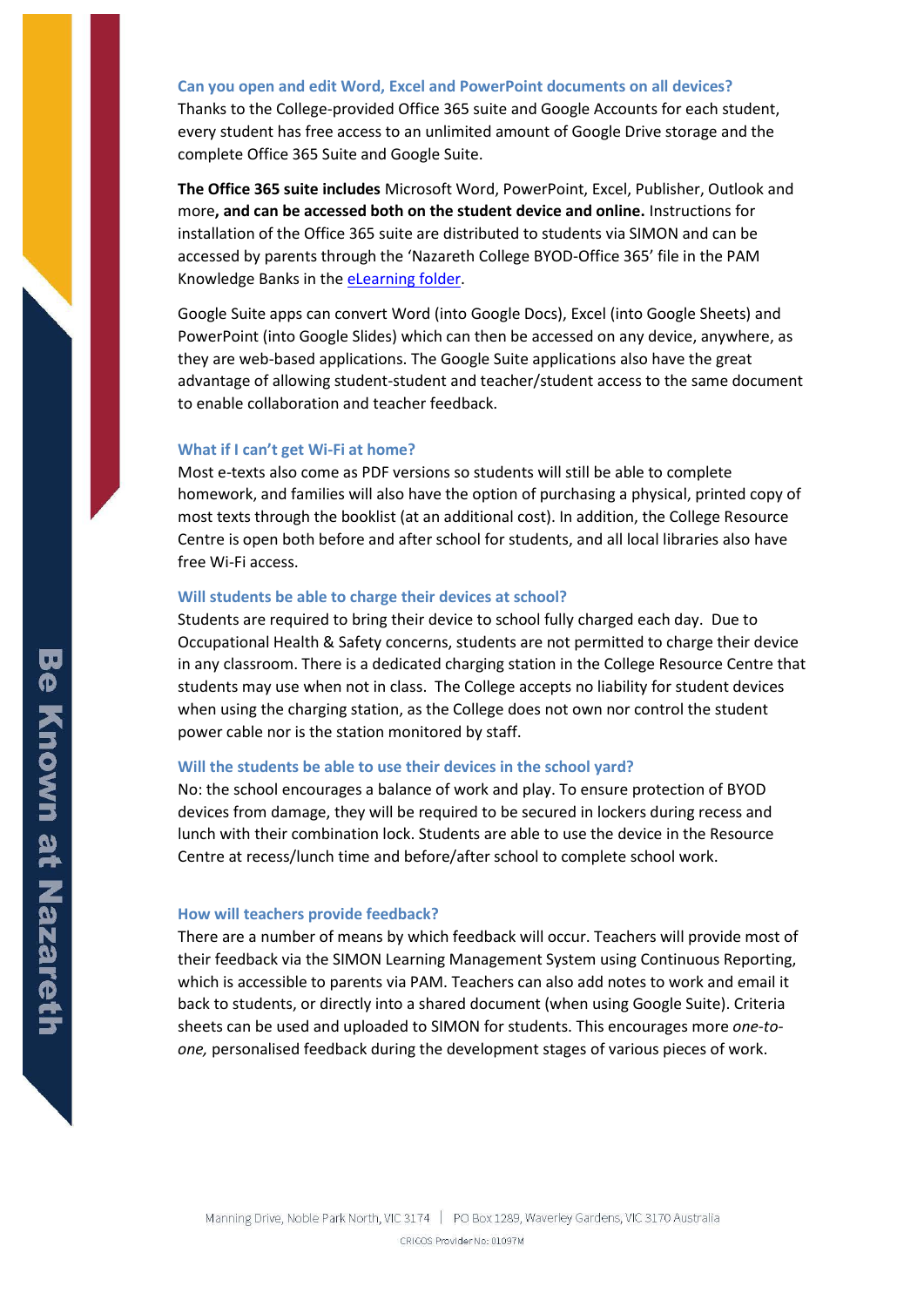### Can you open and edit Word, Excel and PowerPoint documents on all devices?

Thanks to the College-provided Office 365 suite and Google Accounts for each student, every student has free access to an unlimited amount of Google Drive storage and the complete Office 365 Suite and Google Suite.

**The Office 365 suite includes** Microsoft Word, PowerPoint, Excel, Publisher, Outlook and more**, and can be accessed both on the student device and online.** Instructions for installation of the Office 365 suite are distributed to students via SIMON and can be accessed by parents through the 'Nazareth College BYOD-Office 365' file in the PAM Knowledge Banks in the eLearning folder.

Google Suite apps can convert Word (into Google Docs), Excel (into Google Sheets) and PowerPoint (into Google Slides) which can then be accessed on any device, anywhere, as they are web-based applications. The Google Suite applications also have the great advantage of allowing student-student and teacher/student access to the same document to enable collaboration and teacher feedback.

### What if I can't get Wi-Fi at home?

Most e-texts also come as PDF versions so students will still be able to complete homework, and families will also have the option of purchasing a physical, printed copy of most texts through the booklist (at an additional cost). In addition, the College Resource Centre is open both before and after school for students, and all local libraries also have free Wi-Fi access.

### Will students be able to charge their devices at school?

Students are required to bring their device to school fully charged each day. Due to Occupational Health & Safety concerns, students are not permitted to charge their device in any classroom. There is a dedicated charging station in the College Resource Centre that students may use when not in class. The College accepts no liability for student devices when using the charging station, as the College does not own nor control the student power cable nor is the station monitored by staff.

### Will the students be able to use their devices in the school yard?

No: the school encourages a balance of work and play. To ensure protection of BYOD devices from damage, they will be required to be secured in lockers during recess and lunch with their combination lock. Students are able to use the device in the Resource Centre at recess/lunch time and before/after school to complete school work.

### How will teachers provide feedback?

There are a number of means by which feedback will occur. Teachers will provide most of their feedback via the SIMON Learning Management System using Continuous Reporting, which is accessible to parents via PAM. Teachers can also add notes to work and email it back to students, or directly into a shared document (when using Google Suite). Criteria sheets can be used and uploaded to SIMON for students. This encourages more *one-to-one,* personalised feedback during the development stages of various pieces of work.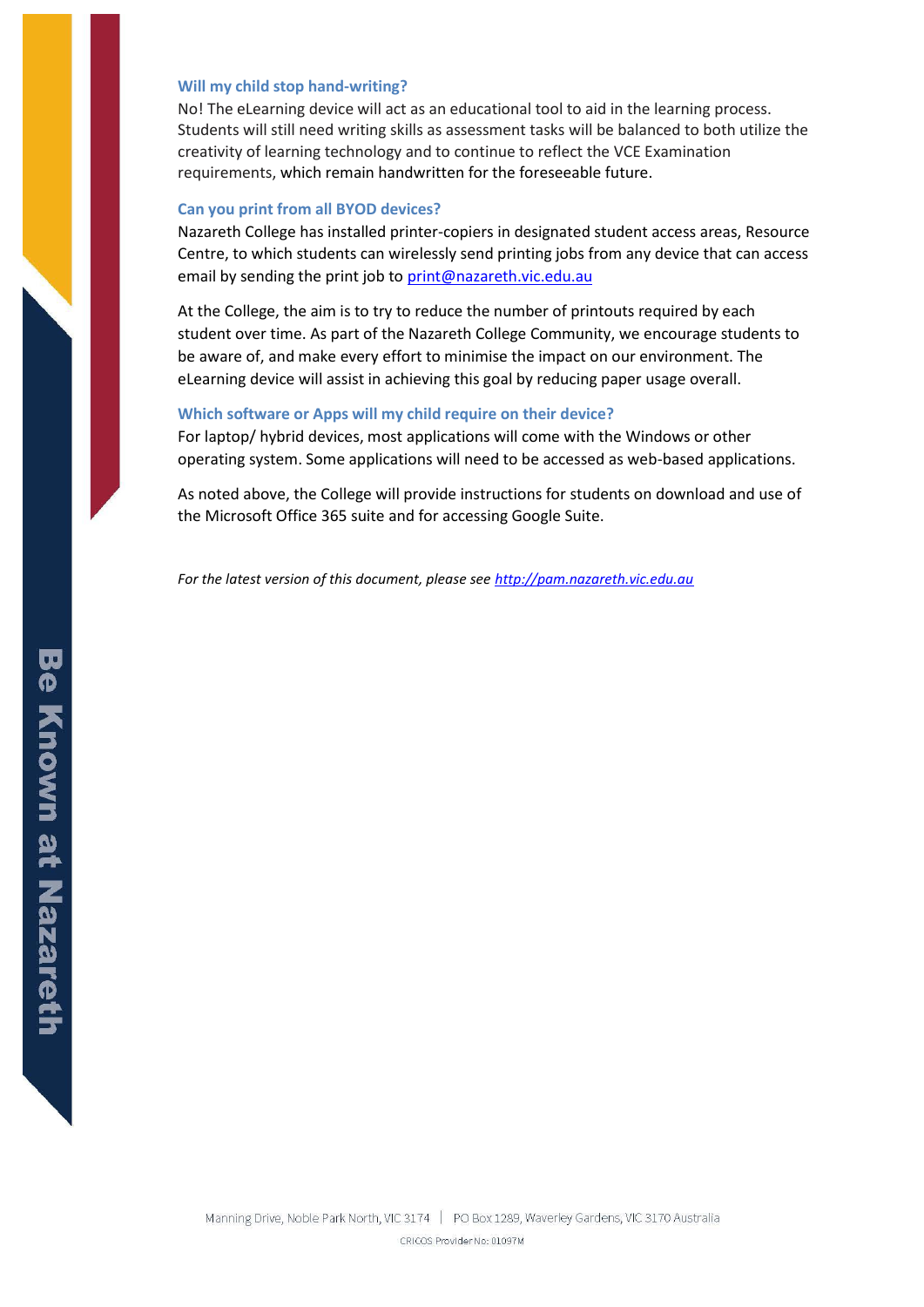### Will my child stop hand-writing?

No! The eLearning device will act as an educational tool to aid in the learning process. Students will still need writing skills as assessment tasks will be balanced to both utilize the creativity of learning technology and to continue to reflect the VCE Examination requirements, which remain handwritten for the foreseeable future.

### Can you print from all BYOD devices?

Nazareth College has installed printer-copiers in designated student access areas, Resource Centre, to which students can wirelessly send printing jobs from any device that can access email by sending the print job to print@nazareth.vic.edu.au

At the College, the aim is to try to reduce the number of printouts required by each student over time. As part of the Nazareth College Community, we encourage students to be aware of, and make every effort to minimise the impact on our environment. The eLearning device will assist in achieving this goal by reducing paper usage overall.

### Which software or Apps will my child require on their device?

For laptop/ hybrid devices, most applications will come with the Windows or other operating system. Some applications will need to be accessed as web-based applications.

As noted above, the College will provide instructions for students on download and use of the Microsoft Office 365 suite and for accessing Google Suite.

*For the latest version of this document, please see http://pam.nazareth.vic.edu.au*